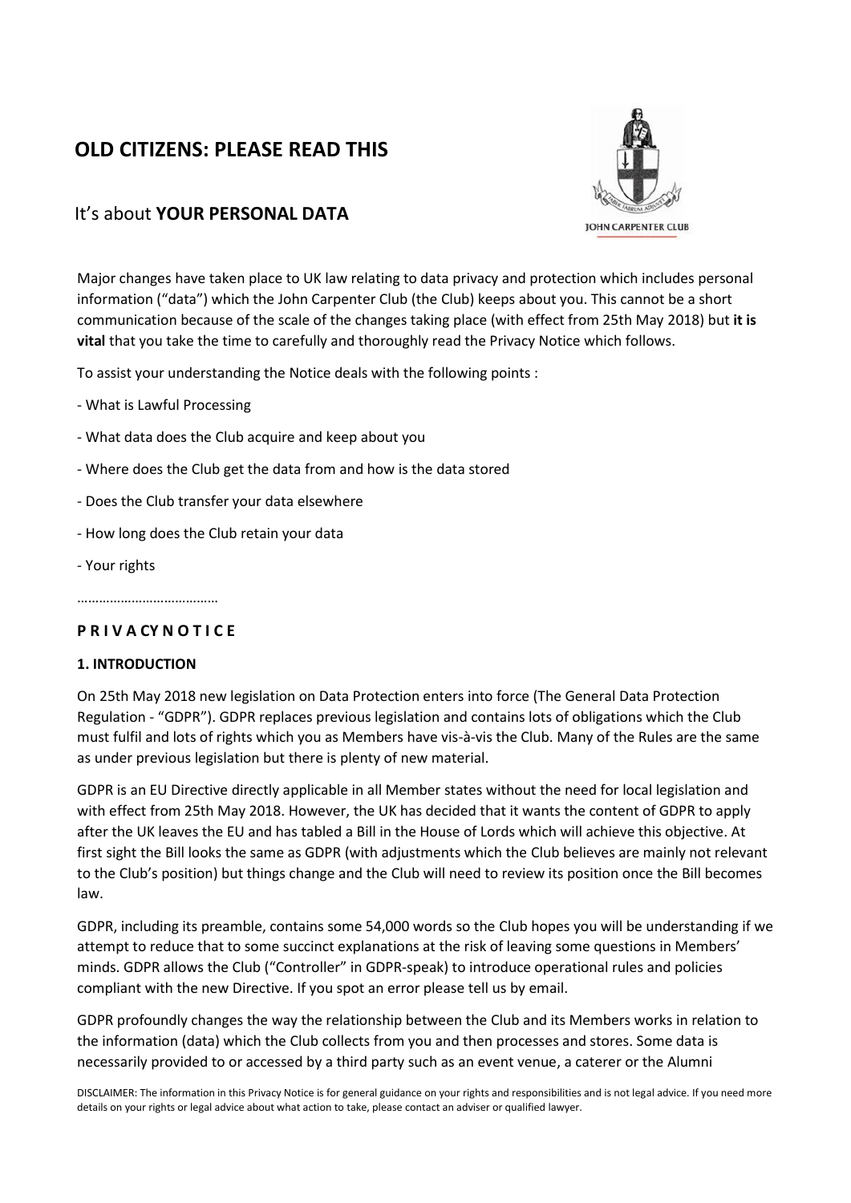# OLD CITIZENS: PLEASE READ THIS

## It's about **YOUR PERSONAL DATA**

Major changes have taken place to UK law relating to data privacy and protection which includes personal information ("data") which the John Carpenter Club (the Club) keeps about you. This cannot be a short communication because of the scale of the changes taking place (with effect from 25th May 2018) but **it is vital** that you take the time to carefully and thoroughly read the Privacy Notice which follows.

To assist your understanding the Notice deals with the following points :

- What is Lawful Processing
- What data does the Club acquire and keep about you
- Where does the Club get the data from and how is the data stored
- Does the Club transfer your data elsewhere
- How long does the Club retain your data
- Your rights

………………………………

**P R I V A CY N O T I C E**

**1. INTRODUCTION**

On 25th May 2018 new legislation on Data Protection enters into force (The General Data Protection Regulation - "GDPR"). GDPR replaces previous legislation and contains lots of obligations which the Club must fulfil and lots of rights which you as Members have vis-à-vis the Club. Many of the Rules are the same as under previous legislation but there is plenty of new material.

GDPR is an EU Directive directly applicable in all Member states without the need for local legislation and with effect from 25th May 2018. However, the UK has decided that it wants the content of GDPR to apply after the UK leaves the EU and has tabled a Bill in the House of Lords which will achieve this objective. At first sight the Bill looks the same as GDPR (with adjustments which the Club believes are mainly not relevant to the Club's position) but things change and the Club will need to review its position once the Bill becomes law.

GDPR, including its preamble, contains some 54,000 words so the Club hopes you will be understanding if we attempt to reduce that to some succinct explanations at the risk of leaving some questions in Members' minds. GDPR allows the Club ("Controller" in GDPR-speak) to introduce operational rules and policies compliant with the new Directive. If you spot an error please tell us by email.

GDPR profoundly changes the way the relationship between the Club and its Members works in relation to the information (data) which the Club collects from you and then processes and stores. Some data is necessarily provided to or accessed by a third party such as an event venue, a caterer or the Alumni

DISCLAIMER: The information in this Privacy Notice is for general guidance on your rights and responsibilities and is not legal advice. If you need more details on your rights or legal advice about what action to take, please contact an adviser or qualified lawyer.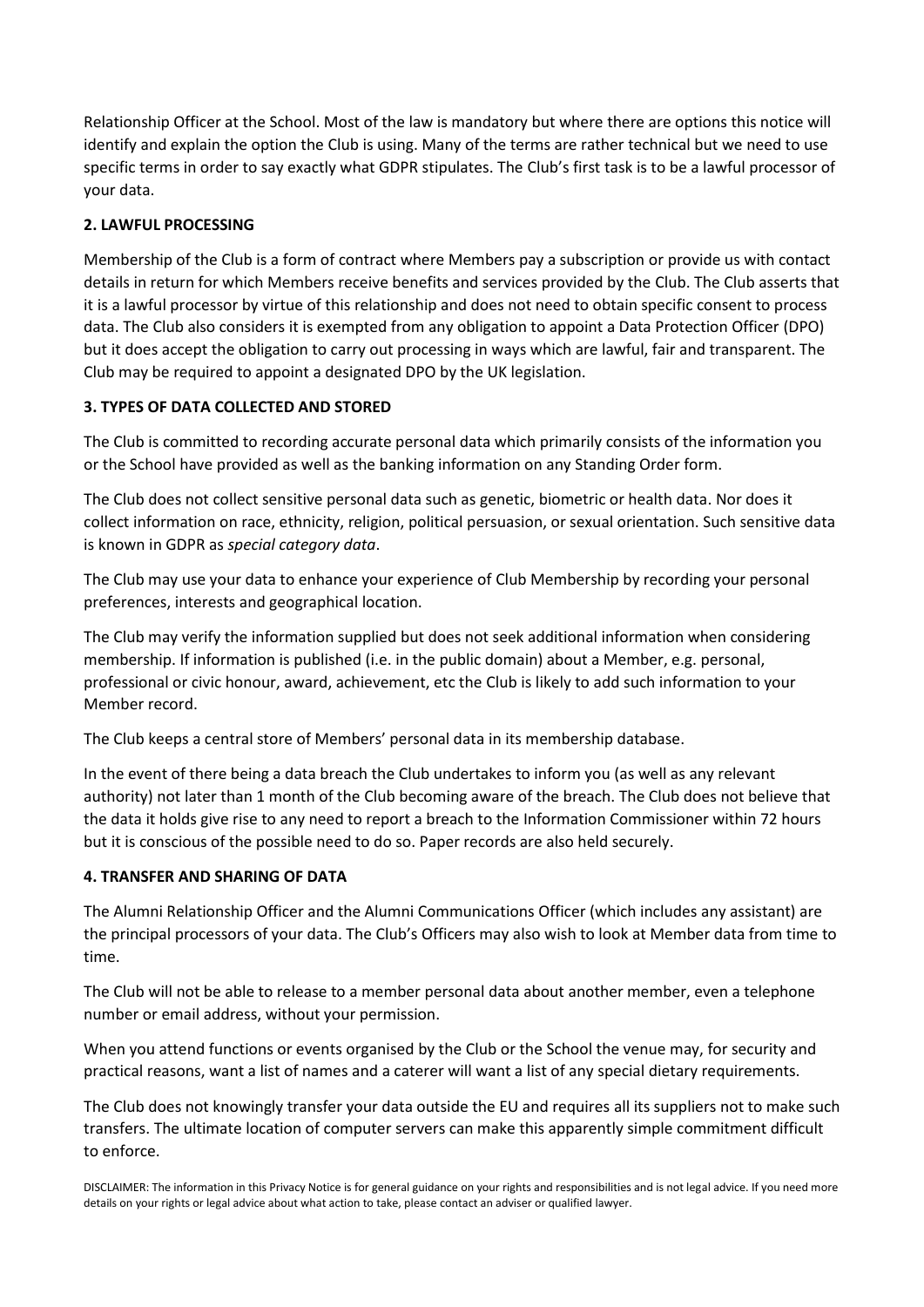Relationship Officer at the School. Most of the law is mandatory but where there are options this notice will identify and explain the option the Club is using. Many of the terms are rather technical but we need to use specific terms in order to say exactly what GDPR stipulates. The Club's first task is to be a lawful processor of your data.

**2. LAWFUL PROCESSING**

Membership of the Club is a form of contract where Members pay a subscription or provide us with contact details in return for which Members receive benefits and services provided by the Club. The Club asserts that it is a lawful processor by virtue of this relationship and does not need to obtain specific consent to process data. The Club also considers it is exempted from any obligation to appoint a Data Protection Officer (DPO) but it does accept the obligation to carry out processing in ways which are lawful, fair and transparent. The Club may be required to appoint a designated DPO by the UK legislation.

**3. TYPES OF DATA COLLECTED AND STORED**

The Club is committed to recording accurate personal data which primarily consists of the information you or the School have provided as well as the banking information on any Standing Order form.

The Club does not collect sensitive personal data such as genetic, biometric or health data. Nor does it collect information on race, ethnicity, religion, political persuasion, or sexual orientation. Such sensitive data is known in GDPR as *special category data*.

The Club may use your data to enhance your experience of Club Membership by recording your personal preferences, interests and geographical location.

The Club may verify the information supplied but does not seek additional information when considering membership. If information is published (i.e. in the public domain) about a Member, e.g. personal, professional or civic honour, award, achievement, etc the Club is likely to add such information to your Member record.

The Club keeps a central store of Members' personal data in its membership database.

In the event of there being a data breach the Club undertakes to inform you (as well as any relevant authority) not later than 1 month of the Club becoming aware of the breach. The Club does not believe that the data it holds give rise to any need to report a breach to the Information Commissioner within 72 hours but it is conscious of the possible need to do so. Paper records are also held securely.

**4. TRANSFER AND SHARING OF DATA**

The Alumni Relationship Officer and the Alumni Communications Officer (which includes any assistant) are the principal processors of your data. The Club's Officers may also wish to look at Member data from time to time.

The Club will not be able to release to a member personal data about another member, even a telephone number or email address, without your permission.

When you attend functions or events organised by the Club or the School the venue may, for security and practical reasons, want a list of names and a caterer will want a list of any special dietary requirements.

The Club does not knowingly transfer your data outside the EU and requires all its suppliers not to make such transfers. The ultimate location of computer servers can make this apparently simple commitment difficult to enforce.

DISCLAIMER: The information in this Privacy Notice is for general guidance on your rights and responsibilities and is not legal advice. If you need more details on your rights or legal advice about what action to take, please contact an adviser or qualified lawyer.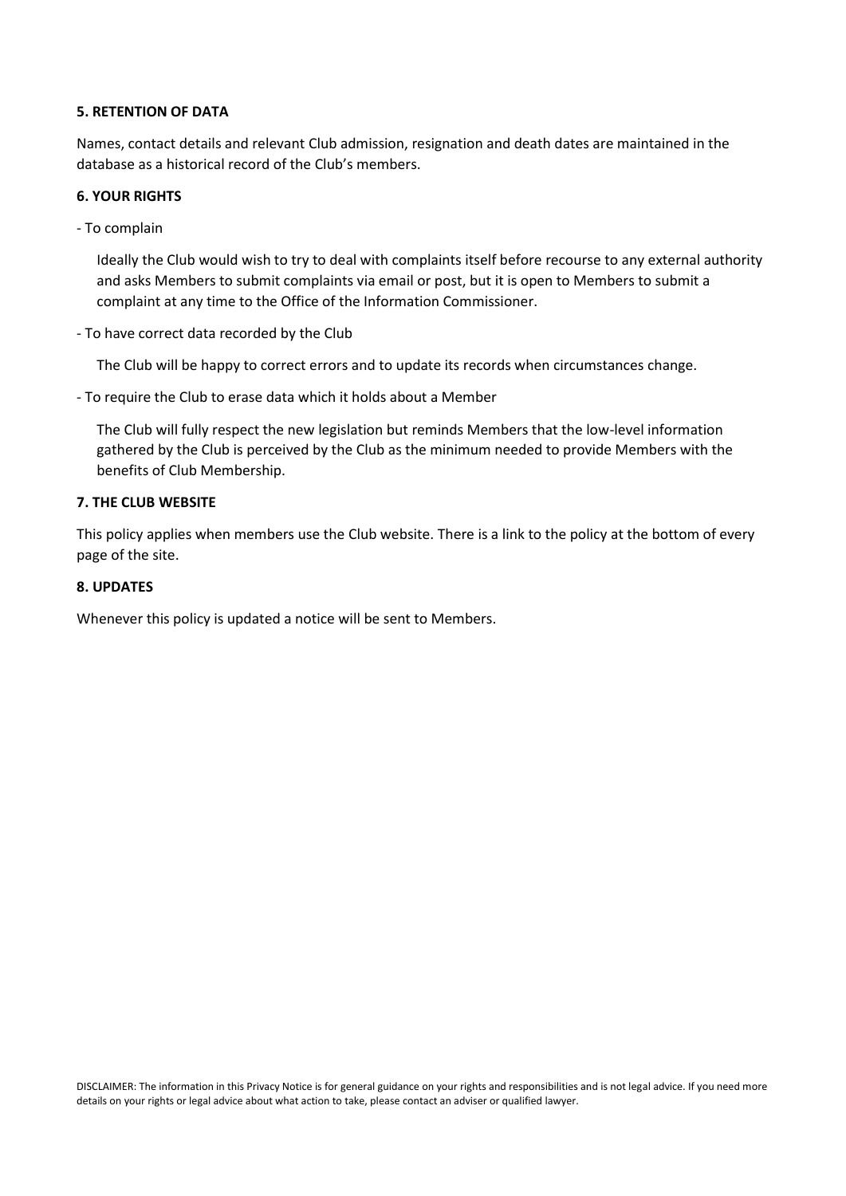**5. RETENTION OF DATA**

Names, contact details and relevant Club admission, resignation and death dates are maintained in the database as a historical record of the Club's members.

**6. YOUR RIGHTS**

- To complain

  Ideally the Club would wish to try to deal with complaints itself before recourse to any external authority and asks Members to submit complaints via email or post, but it is open to Members to submit a complaint at any time to the Office of the Information Commissioner.

- To have correct data recorded by the Club

  The Club will be happy to correct errors and to update its records when circumstances change.

- To require the Club to erase data which it holds about a Member

  The Club will fully respect the new legislation but reminds Members that the low-level information gathered by the Club is perceived by the Club as the minimum needed to provide Members with the benefits of Club Membership.

**7. THE CLUB WEBSITE**

This policy applies when members use the Club website. There is a link to the policy at the bottom of every page of the site.

**8. UPDATES**

Whenever this policy is updated a notice will be sent to Members.

DISCLAIMER: The information in this Privacy Notice is for general guidance on your rights and responsibilities and is not legal advice. If you need more details on your rights or legal advice about what action to take, please contact an adviser or qualified lawyer.